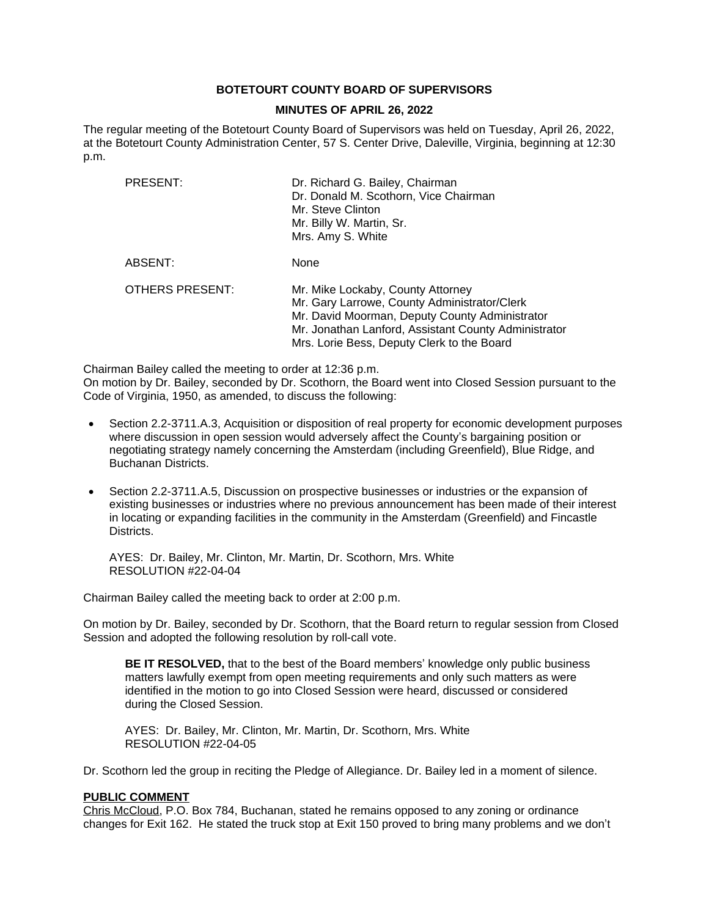**BOTETOURT COUNTY BOARD OF SUPERVISORS**

**MINUTES OF APRIL 26, 2022**

The regular meeting of the Botetourt County Board of Supervisors was held on Tuesday, April 26, 2022, at the Botetourt County Administration Center, 57 S. Center Drive, Daleville, Virginia, beginning at 12:30 p.m.

| | |
|---|---|
| PRESENT: | Dr. Richard G. Bailey, Chairman<br>Dr. Donald M. Scothorn, Vice Chairman<br>Mr. Steve Clinton<br>Mr. Billy W. Martin, Sr.<br>Mrs. Amy S. White |
| ABSENT: | None |
| OTHERS PRESENT: | Mr. Mike Lockaby, County Attorney<br>Mr. Gary Larrowe, County Administrator/Clerk<br>Mr. David Moorman, Deputy County Administrator<br>Mr. Jonathan Lanford, Assistant County Administrator<br>Mrs. Lorie Bess, Deputy Clerk to the Board |

Chairman Bailey called the meeting to order at 12:36 p.m.
On motion by Dr. Bailey, seconded by Dr. Scothorn, the Board went into Closed Session pursuant to the Code of Virginia, 1950, as amended, to discuss the following:

- Section 2.2-3711.A.3, Acquisition or disposition of real property for economic development purposes where discussion in open session would adversely affect the County's bargaining position or negotiating strategy namely concerning the Amsterdam (including Greenfield), Blue Ridge, and Buchanan Districts.

- Section 2.2-3711.A.5, Discussion on prospective businesses or industries or the expansion of existing businesses or industries where no previous announcement has been made of their interest in locating or expanding facilities in the community in the Amsterdam (Greenfield) and Fincastle Districts.

AYES: Dr. Bailey, Mr. Clinton, Mr. Martin, Dr. Scothorn, Mrs. White
RESOLUTION #22-04-04

Chairman Bailey called the meeting back to order at 2:00 p.m.

On motion by Dr. Bailey, seconded by Dr. Scothorn, that the Board return to regular session from Closed Session and adopted the following resolution by roll-call vote.

> **BE IT RESOLVED,** that to the best of the Board members' knowledge only public business matters lawfully exempt from open meeting requirements and only such matters as were identified in the motion to go into Closed Session were heard, discussed or considered during the Closed Session.
>
> AYES: Dr. Bailey, Mr. Clinton, Mr. Martin, Dr. Scothorn, Mrs. White
> RESOLUTION #22-04-05

Dr. Scothorn led the group in reciting the Pledge of Allegiance. Dr. Bailey led in a moment of silence.

**PUBLIC COMMENT**

Chris McCloud, P.O. Box 784, Buchanan, stated he remains opposed to any zoning or ordinance changes for Exit 162. He stated the truck stop at Exit 150 proved to bring many problems and we don't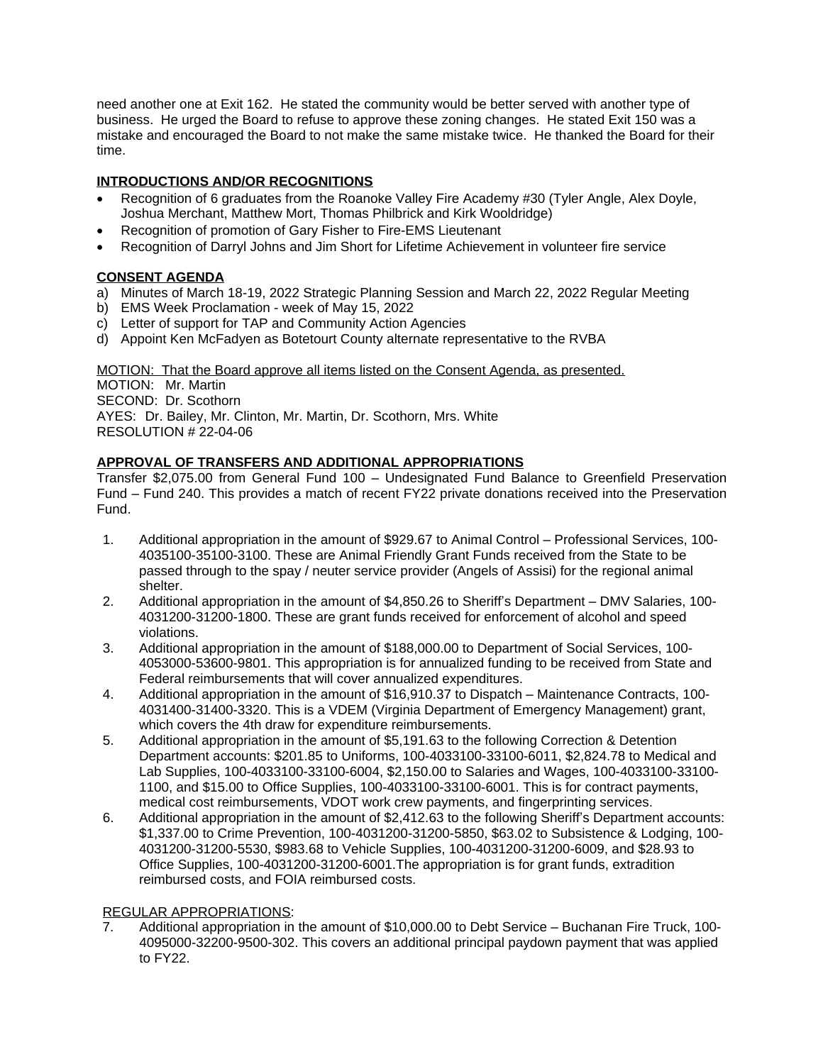need another one at Exit 162. He stated the community would be better served with another type of business. He urged the Board to refuse to approve these zoning changes. He stated Exit 150 was a mistake and encouraged the Board to not make the same mistake twice. He thanked the Board for their time.

## INTRODUCTIONS AND/OR RECOGNITIONS

- Recognition of 6 graduates from the Roanoke Valley Fire Academy #30 (Tyler Angle, Alex Doyle, Joshua Merchant, Matthew Mort, Thomas Philbrick and Kirk Wooldridge)
- Recognition of promotion of Gary Fisher to Fire-EMS Lieutenant
- Recognition of Darryl Johns and Jim Short for Lifetime Achievement in volunteer fire service

## CONSENT AGENDA

a) Minutes of March 18-19, 2022 Strategic Planning Session and March 22, 2022 Regular Meeting
b) EMS Week Proclamation - week of May 15, 2022
c) Letter of support for TAP and Community Action Agencies
d) Appoint Ken McFadyen as Botetourt County alternate representative to the RVBA

MOTION: That the Board approve all items listed on the Consent Agenda, as presented.
MOTION: Mr. Martin
SECOND: Dr. Scothorn
AYES: Dr. Bailey, Mr. Clinton, Mr. Martin, Dr. Scothorn, Mrs. White
RESOLUTION # 22-04-06

## APPROVAL OF TRANSFERS AND ADDITIONAL APPROPRIATIONS

Transfer $2,075.00 from General Fund 100 – Undesignated Fund Balance to Greenfield Preservation Fund – Fund 240. This provides a match of recent FY22 private donations received into the Preservation Fund.

1. Additional appropriation in the amount of $929.67 to Animal Control – Professional Services, 100-4035100-35100-3100. These are Animal Friendly Grant Funds received from the State to be passed through to the spay / neuter service provider (Angels of Assisi) for the regional animal shelter.
2. Additional appropriation in the amount of $4,850.26 to Sheriff's Department – DMV Salaries, 100-4031200-31200-1800. These are grant funds received for enforcement of alcohol and speed violations.
3. Additional appropriation in the amount of $188,000.00 to Department of Social Services, 100-4053000-53600-9801. This appropriation is for annualized funding to be received from State and Federal reimbursements that will cover annualized expenditures.
4. Additional appropriation in the amount of $16,910.37 to Dispatch – Maintenance Contracts, 100-4031400-31400-3320. This is a VDEM (Virginia Department of Emergency Management) grant, which covers the 4th draw for expenditure reimbursements.
5. Additional appropriation in the amount of $5,191.63 to the following Correction & Detention Department accounts: $201.85 to Uniforms, 100-4033100-33100-6011, $2,824.78 to Medical and Lab Supplies, 100-4033100-33100-6004, $2,150.00 to Salaries and Wages, 100-4033100-33100-1100, and $15.00 to Office Supplies, 100-4033100-33100-6001. This is for contract payments, medical cost reimbursements, VDOT work crew payments, and fingerprinting services.
6. Additional appropriation in the amount of $2,412.63 to the following Sheriff's Department accounts: $1,337.00 to Crime Prevention, 100-4031200-31200-5850, $63.02 to Subsistence & Lodging, 100-4031200-31200-5530, $983.68 to Vehicle Supplies, 100-4031200-31200-6009, and $28.93 to Office Supplies, 100-4031200-31200-6001.The appropriation is for grant funds, extradition reimbursed costs, and FOIA reimbursed costs.

REGULAR APPROPRIATIONS:

7. Additional appropriation in the amount of $10,000.00 to Debt Service – Buchanan Fire Truck, 100-4095000-32200-9500-302. This covers an additional principal paydown payment that was applied to FY22.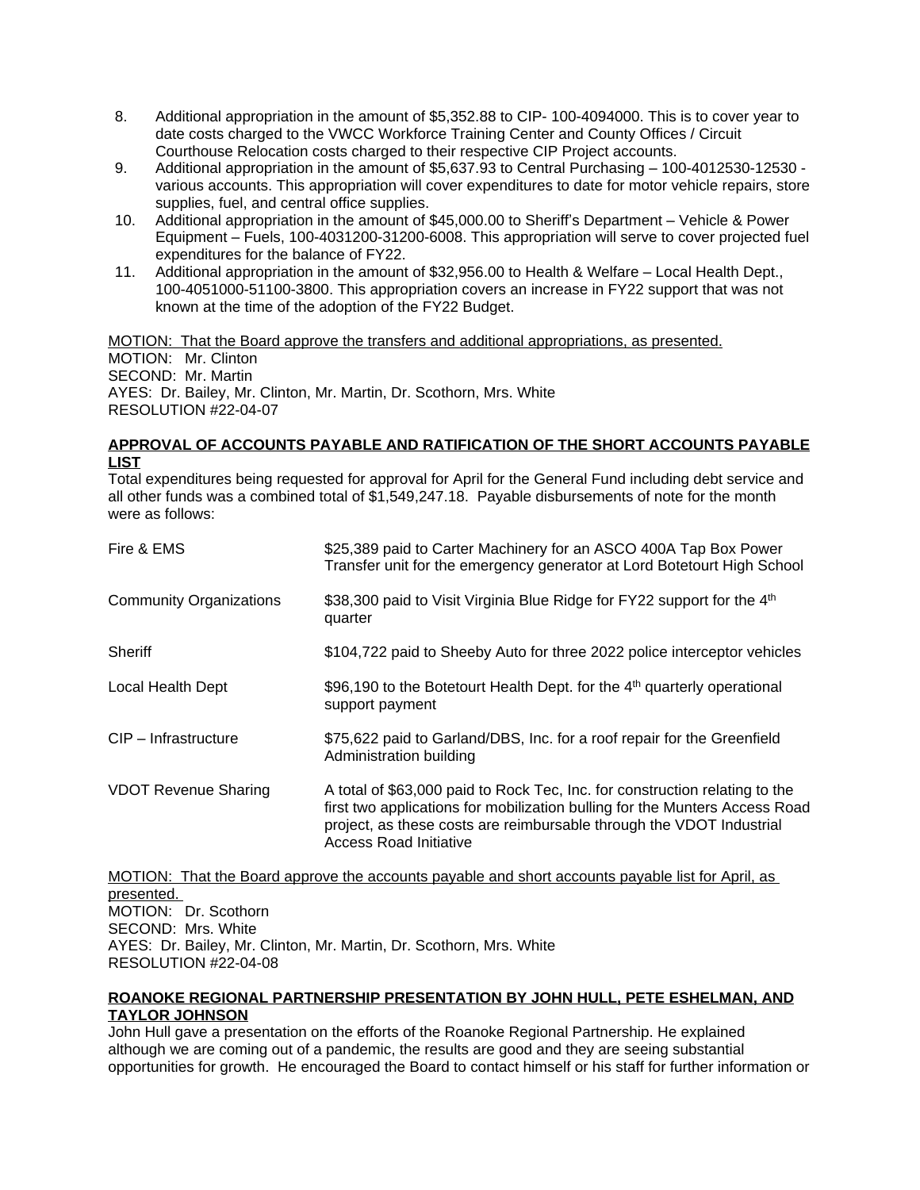8. Additional appropriation in the amount of $5,352.88 to CIP- 100-4094000. This is to cover year to date costs charged to the VWCC Workforce Training Center and County Offices / Circuit Courthouse Relocation costs charged to their respective CIP Project accounts.
9. Additional appropriation in the amount of $5,637.93 to Central Purchasing – 100-4012530-12530 - various accounts. This appropriation will cover expenditures to date for motor vehicle repairs, store supplies, fuel, and central office supplies.
10. Additional appropriation in the amount of $45,000.00 to Sheriff's Department – Vehicle & Power Equipment – Fuels, 100-4031200-31200-6008. This appropriation will serve to cover projected fuel expenditures for the balance of FY22.
11. Additional appropriation in the amount of $32,956.00 to Health & Welfare – Local Health Dept., 100-4051000-51100-3800. This appropriation covers an increase in FY22 support that was not known at the time of the adoption of the FY22 Budget.

MOTION: That the Board approve the transfers and additional appropriations, as presented.
MOTION: Mr. Clinton
SECOND: Mr. Martin
AYES: Dr. Bailey, Mr. Clinton, Mr. Martin, Dr. Scothorn, Mrs. White
RESOLUTION #22-04-07

**APPROVAL OF ACCOUNTS PAYABLE AND RATIFICATION OF THE SHORT ACCOUNTS PAYABLE LIST**

Total expenditures being requested for approval for April for the General Fund including debt service and all other funds was a combined total of $1,549,247.18. Payable disbursements of note for the month were as follows:

| | |
|---|---|
| Fire & EMS | $25,389 paid to Carter Machinery for an ASCO 400A Tap Box Power Transfer unit for the emergency generator at Lord Botetourt High School |
| Community Organizations | $38,300 paid to Visit Virginia Blue Ridge for FY22 support for the 4th quarter |
| Sheriff | $104,722 paid to Sheeby Auto for three 2022 police interceptor vehicles |
| Local Health Dept | $96,190 to the Botetourt Health Dept. for the 4th quarterly operational support payment |
| CIP – Infrastructure | $75,622 paid to Garland/DBS, Inc. for a roof repair for the Greenfield Administration building |
| VDOT Revenue Sharing | A total of $63,000 paid to Rock Tec, Inc. for construction relating to the first two applications for mobilization bulling for the Munters Access Road project, as these costs are reimbursable through the VDOT Industrial Access Road Initiative |

MOTION: That the Board approve the accounts payable and short accounts payable list for April, as presented.
MOTION: Dr. Scothorn
SECOND: Mrs. White
AYES: Dr. Bailey, Mr. Clinton, Mr. Martin, Dr. Scothorn, Mrs. White
RESOLUTION #22-04-08

**ROANOKE REGIONAL PARTNERSHIP PRESENTATION BY JOHN HULL, PETE ESHELMAN, AND TAYLOR JOHNSON**

John Hull gave a presentation on the efforts of the Roanoke Regional Partnership. He explained although we are coming out of a pandemic, the results are good and they are seeing substantial opportunities for growth. He encouraged the Board to contact himself or his staff for further information or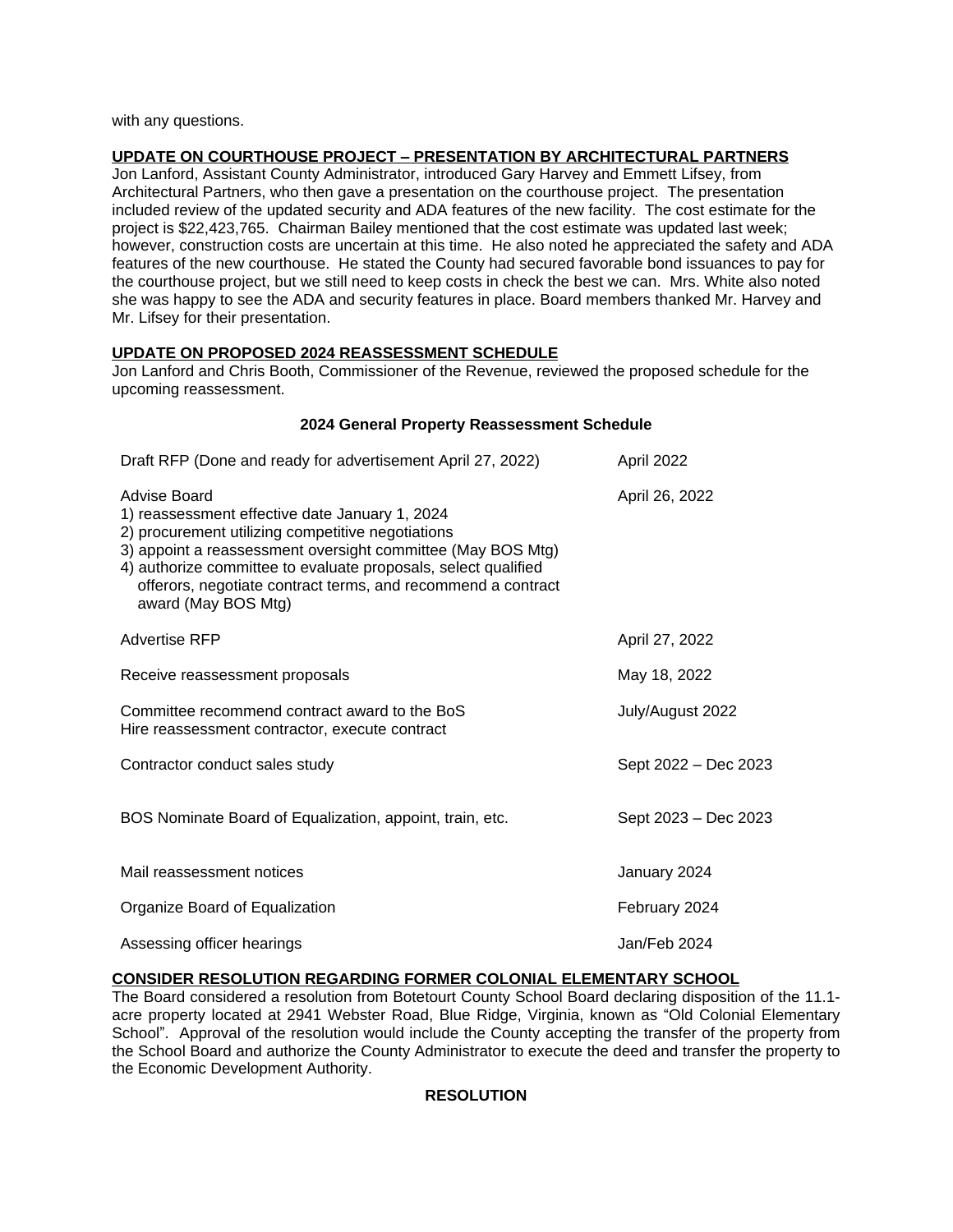with any questions.

**UPDATE ON COURTHOUSE PROJECT – PRESENTATION BY ARCHITECTURAL PARTNERS**

Jon Lanford, Assistant County Administrator, introduced Gary Harvey and Emmett Lifsey, from Architectural Partners, who then gave a presentation on the courthouse project. The presentation included review of the updated security and ADA features of the new facility. The cost estimate for the project is $22,423,765. Chairman Bailey mentioned that the cost estimate was updated last week; however, construction costs are uncertain at this time. He also noted he appreciated the safety and ADA features of the new courthouse. He stated the County had secured favorable bond issuances to pay for the courthouse project, but we still need to keep costs in check the best we can. Mrs. White also noted she was happy to see the ADA and security features in place. Board members thanked Mr. Harvey and Mr. Lifsey for their presentation.

**UPDATE ON PROPOSED 2024 REASSESSMENT SCHEDULE**

Jon Lanford and Chris Booth, Commissioner of the Revenue, reviewed the proposed schedule for the upcoming reassessment.

**2024 General Property Reassessment Schedule**

| | |
|---|---|
| Draft RFP (Done and ready for advertisement April 27, 2022) | April 2022 |
| Advise Board<br>1) reassessment effective date January 1, 2024<br>2) procurement utilizing competitive negotiations<br>3) appoint a reassessment oversight committee (May BOS Mtg)<br>4) authorize committee to evaluate proposals, select qualified offerors, negotiate contract terms, and recommend a contract award (May BOS Mtg) | April 26, 2022 |
| Advertise RFP | April 27, 2022 |
| Receive reassessment proposals | May 18, 2022 |
| Committee recommend contract award to the BoS<br>Hire reassessment contractor, execute contract | July/August 2022 |
| Contractor conduct sales study | Sept 2022 – Dec 2023 |
| BOS Nominate Board of Equalization, appoint, train, etc. | Sept 2023 – Dec 2023 |
| Mail reassessment notices | January 2024 |
| Organize Board of Equalization | February 2024 |
| Assessing officer hearings | Jan/Feb 2024 |

**CONSIDER RESOLUTION REGARDING FORMER COLONIAL ELEMENTARY SCHOOL**

The Board considered a resolution from Botetourt County School Board declaring disposition of the 11.1-acre property located at 2941 Webster Road, Blue Ridge, Virginia, known as "Old Colonial Elementary School". Approval of the resolution would include the County accepting the transfer of the property from the School Board and authorize the County Administrator to execute the deed and transfer the property to the Economic Development Authority.

**RESOLUTION**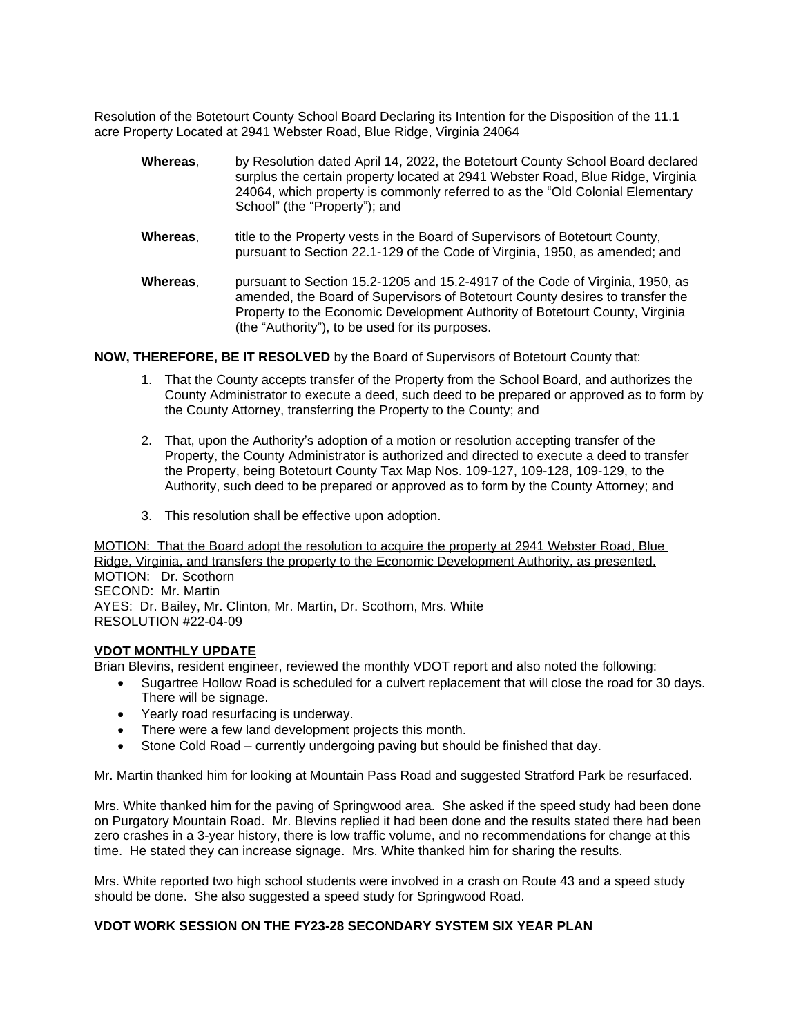Resolution of the Botetourt County School Board Declaring its Intention for the Disposition of the 11.1 acre Property Located at 2941 Webster Road, Blue Ridge, Virginia 24064

**Whereas**, by Resolution dated April 14, 2022, the Botetourt County School Board declared surplus the certain property located at 2941 Webster Road, Blue Ridge, Virginia 24064, which property is commonly referred to as the "Old Colonial Elementary School" (the "Property"); and

**Whereas**, title to the Property vests in the Board of Supervisors of Botetourt County, pursuant to Section 22.1-129 of the Code of Virginia, 1950, as amended; and

**Whereas**, pursuant to Section 15.2-1205 and 15.2-4917 of the Code of Virginia, 1950, as amended, the Board of Supervisors of Botetourt County desires to transfer the Property to the Economic Development Authority of Botetourt County, Virginia (the "Authority"), to be used for its purposes.

**NOW, THEREFORE, BE IT RESOLVED** by the Board of Supervisors of Botetourt County that:

1. That the County accepts transfer of the Property from the School Board, and authorizes the County Administrator to execute a deed, such deed to be prepared or approved as to form by the County Attorney, transferring the Property to the County; and
2. That, upon the Authority's adoption of a motion or resolution accepting transfer of the Property, the County Administrator is authorized and directed to execute a deed to transfer the Property, being Botetourt County Tax Map Nos. 109-127, 109-128, 109-129, to the Authority, such deed to be prepared or approved as to form by the County Attorney; and
3. This resolution shall be effective upon adoption.

<u>MOTION: That the Board adopt the resolution to acquire the property at 2941 Webster Road, Blue Ridge, Virginia, and transfers the property to the Economic Development Authority, as presented.</u>
MOTION: Dr. Scothorn
SECOND: Mr. Martin
AYES: Dr. Bailey, Mr. Clinton, Mr. Martin, Dr. Scothorn, Mrs. White
RESOLUTION #22-04-09

## VDOT MONTHLY UPDATE

Brian Blevins, resident engineer, reviewed the monthly VDOT report and also noted the following:

- Sugartree Hollow Road is scheduled for a culvert replacement that will close the road for 30 days. There will be signage.
- Yearly road resurfacing is underway.
- There were a few land development projects this month.
- Stone Cold Road – currently undergoing paving but should be finished that day.

Mr. Martin thanked him for looking at Mountain Pass Road and suggested Stratford Park be resurfaced.

Mrs. White thanked him for the paving of Springwood area. She asked if the speed study had been done on Purgatory Mountain Road. Mr. Blevins replied it had been done and the results stated there had been zero crashes in a 3-year history, there is low traffic volume, and no recommendations for change at this time. He stated they can increase signage. Mrs. White thanked him for sharing the results.

Mrs. White reported two high school students were involved in a crash on Route 43 and a speed study should be done. She also suggested a speed study for Springwood Road.

## VDOT WORK SESSION ON THE FY23-28 SECONDARY SYSTEM SIX YEAR PLAN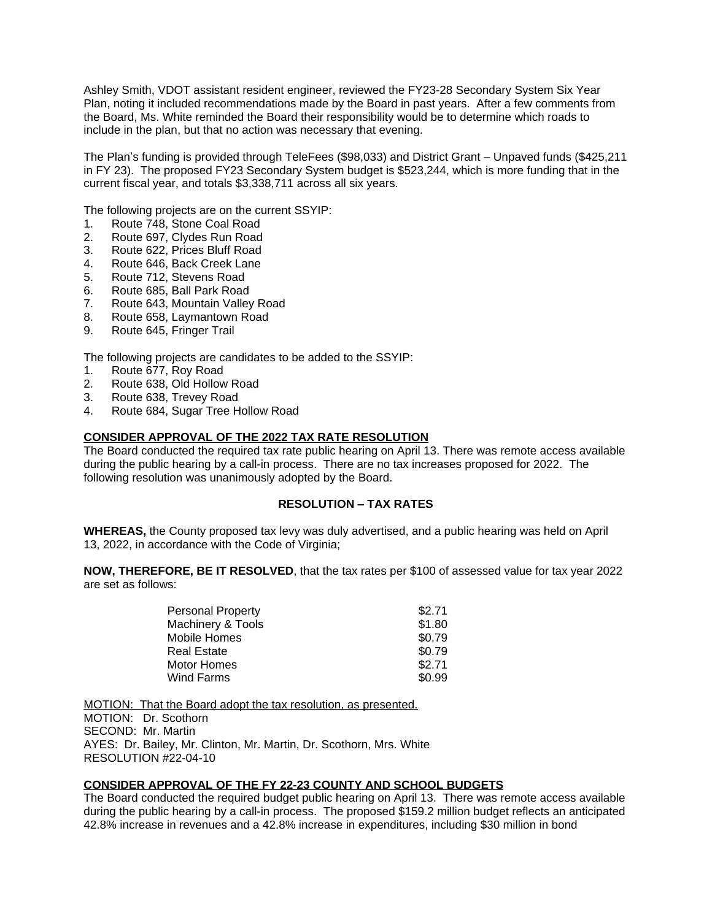Ashley Smith, VDOT assistant resident engineer, reviewed the FY23-28 Secondary System Six Year Plan, noting it included recommendations made by the Board in past years. After a few comments from the Board, Ms. White reminded the Board their responsibility would be to determine which roads to include in the plan, but that no action was necessary that evening.

The Plan's funding is provided through TeleFees ($98,033) and District Grant – Unpaved funds ($425,211 in FY 23). The proposed FY23 Secondary System budget is $523,244, which is more funding that in the current fiscal year, and totals $3,338,711 across all six years.

The following projects are on the current SSYIP:

1. Route 748, Stone Coal Road
2. Route 697, Clydes Run Road
3. Route 622, Prices Bluff Road
4. Route 646, Back Creek Lane
5. Route 712, Stevens Road
6. Route 685, Ball Park Road
7. Route 643, Mountain Valley Road
8. Route 658, Laymantown Road
9. Route 645, Fringer Trail

The following projects are candidates to be added to the SSYIP:

1. Route 677, Roy Road
2. Route 638, Old Hollow Road
3. Route 638, Trevey Road
4. Route 684, Sugar Tree Hollow Road

**CONSIDER APPROVAL OF THE 2022 TAX RATE RESOLUTION**

The Board conducted the required tax rate public hearing on April 13. There was remote access available during the public hearing by a call-in process. There are no tax increases proposed for 2022. The following resolution was unanimously adopted by the Board.

**RESOLUTION – TAX RATES**

**WHEREAS,** the County proposed tax levy was duly advertised, and a public hearing was held on April 13, 2022, in accordance with the Code of Virginia;

**NOW, THEREFORE, BE IT RESOLVED**, that the tax rates per $100 of assessed value for tax year 2022 are set as follows:

| | |
|---|---|
| Personal Property | $2.71 |
| Machinery & Tools | $1.80 |
| Mobile Homes | $0.79 |
| Real Estate | $0.79 |
| Motor Homes | $2.71 |
| Wind Farms | $0.99 |

MOTION: That the Board adopt the tax resolution, as presented.
MOTION: Dr. Scothorn
SECOND: Mr. Martin
AYES: Dr. Bailey, Mr. Clinton, Mr. Martin, Dr. Scothorn, Mrs. White
RESOLUTION #22-04-10

**CONSIDER APPROVAL OF THE FY 22-23 COUNTY AND SCHOOL BUDGETS**

The Board conducted the required budget public hearing on April 13. There was remote access available during the public hearing by a call-in process. The proposed $159.2 million budget reflects an anticipated 42.8% increase in revenues and a 42.8% increase in expenditures, including $30 million in bond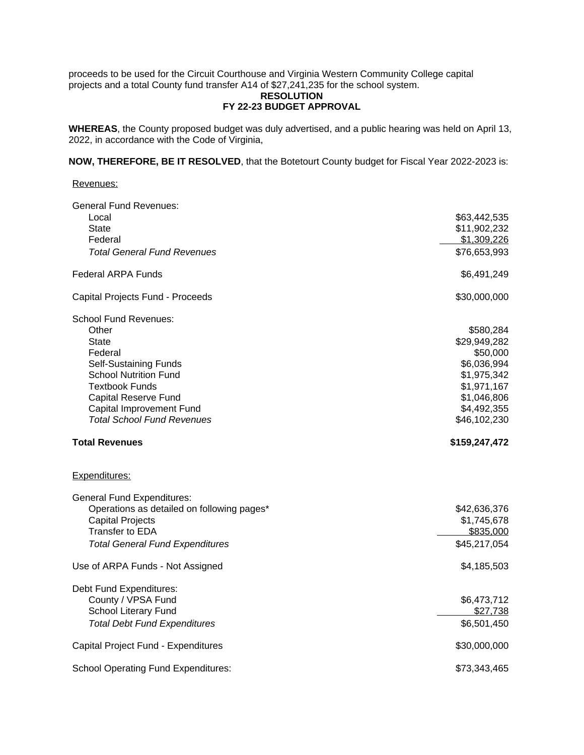proceeds to be used for the Circuit Courthouse and Virginia Western Community College capital projects and a total County fund transfer A14 of $27,241,235 for the school system.

**RESOLUTION**
**FY 22-23 BUDGET APPROVAL**

**WHEREAS**, the County proposed budget was duly advertised, and a public hearing was held on April 13, 2022, in accordance with the Code of Virginia,

**NOW, THEREFORE, BE IT RESOLVED**, that the Botetourt County budget for Fiscal Year 2022-2023 is:

Revenues:

| | |
|---|---|
| General Fund Revenues: | |
| Local | $63,442,535 |
| State | $11,902,232 |
| Federal | $1,309,226 |
| *Total General Fund Revenues* | $76,653,993 |
| Federal ARPA Funds | $6,491,249 |
| Capital Projects Fund - Proceeds | $30,000,000 |
| School Fund Revenues: | |
| Other | $580,284 |
| State | $29,949,282 |
| Federal | $50,000 |
| Self-Sustaining Funds | $6,036,994 |
| School Nutrition Fund | $1,975,342 |
| Textbook Funds | $1,971,167 |
| Capital Reserve Fund | $1,046,806 |
| Capital Improvement Fund | $4,492,355 |
| *Total School Fund Revenues* | $46,102,230 |
| **Total Revenues** | **$159,247,472** |

Expenditures:

| | |
|---|---|
| General Fund Expenditures: | |
| Operations as detailed on following pages* | $42,636,376 |
| Capital Projects | $1,745,678 |
| Transfer to EDA | $835,000 |
| *Total General Fund Expenditures* | $45,217,054 |
| Use of ARPA Funds - Not Assigned | $4,185,503 |
| Debt Fund Expenditures: | |
| County / VPSA Fund | $6,473,712 |
| School Literary Fund | $27,738 |
| *Total Debt Fund Expenditures* | $6,501,450 |
| Capital Project Fund - Expenditures | $30,000,000 |
| School Operating Fund Expenditures: | $73,343,465 |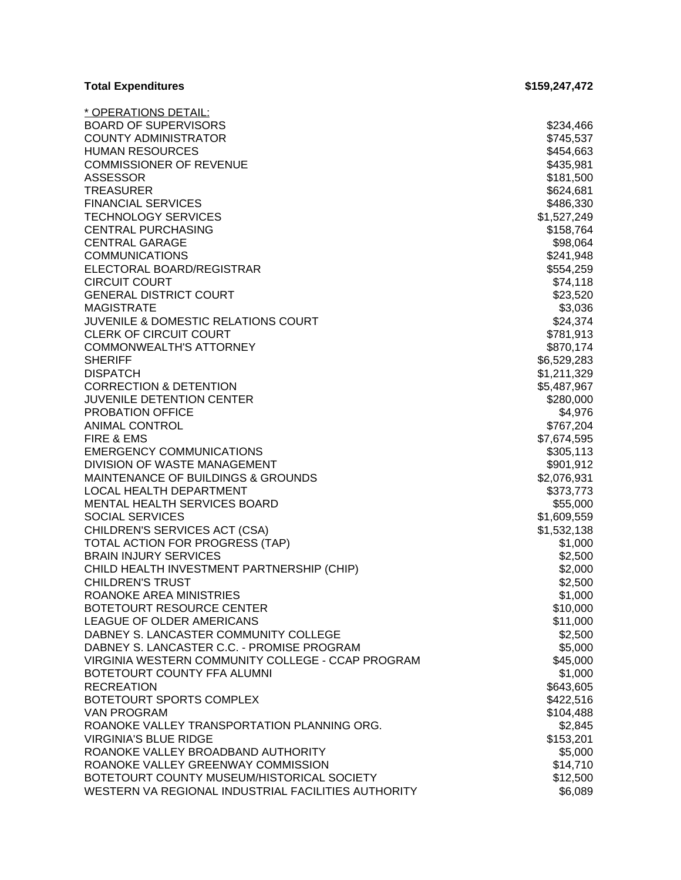| **Total Expenditures** | **$159,247,472** |
|---|---|
| * OPERATIONS DETAIL: | |
| BOARD OF SUPERVISORS | $234,466 |
| COUNTY ADMINISTRATOR | $745,537 |
| HUMAN RESOURCES | $454,663 |
| COMMISSIONER OF REVENUE | $435,981 |
| ASSESSOR | $181,500 |
| TREASURER | $624,681 |
| FINANCIAL SERVICES | $486,330 |
| TECHNOLOGY SERVICES | $1,527,249 |
| CENTRAL PURCHASING | $158,764 |
| CENTRAL GARAGE | $98,064 |
| COMMUNICATIONS | $241,948 |
| ELECTORAL BOARD/REGISTRAR | $554,259 |
| CIRCUIT COURT | $74,118 |
| GENERAL DISTRICT COURT | $23,520 |
| MAGISTRATE | $3,036 |
| JUVENILE & DOMESTIC RELATIONS COURT | $24,374 |
| CLERK OF CIRCUIT COURT | $781,913 |
| COMMONWEALTH'S ATTORNEY | $870,174 |
| SHERIFF | $6,529,283 |
| DISPATCH | $1,211,329 |
| CORRECTION & DETENTION | $5,487,967 |
| JUVENILE DETENTION CENTER | $280,000 |
| PROBATION OFFICE | $4,976 |
| ANIMAL CONTROL | $767,204 |
| FIRE & EMS | $7,674,595 |
| EMERGENCY COMMUNICATIONS | $305,113 |
| DIVISION OF WASTE MANAGEMENT | $901,912 |
| MAINTENANCE OF BUILDINGS & GROUNDS | $2,076,931 |
| LOCAL HEALTH DEPARTMENT | $373,773 |
| MENTAL HEALTH SERVICES BOARD | $55,000 |
| SOCIAL SERVICES | $1,609,559 |
| CHILDREN'S SERVICES ACT (CSA) | $1,532,138 |
| TOTAL ACTION FOR PROGRESS (TAP) | $1,000 |
| BRAIN INJURY SERVICES | $2,500 |
| CHILD HEALTH INVESTMENT PARTNERSHIP (CHIP) | $2,000 |
| CHILDREN'S TRUST | $2,500 |
| ROANOKE AREA MINISTRIES | $1,000 |
| BOTETOURT RESOURCE CENTER | $10,000 |
| LEAGUE OF OLDER AMERICANS | $11,000 |
| DABNEY S. LANCASTER COMMUNITY COLLEGE | $2,500 |
| DABNEY S. LANCASTER C.C. - PROMISE PROGRAM | $5,000 |
| VIRGINIA WESTERN COMMUNITY COLLEGE - CCAP PROGRAM | $45,000 |
| BOTETOURT COUNTY FFA ALUMNI | $1,000 |
| RECREATION | $643,605 |
| BOTETOURT SPORTS COMPLEX | $422,516 |
| VAN PROGRAM | $104,488 |
| ROANOKE VALLEY TRANSPORTATION PLANNING ORG. | $2,845 |
| VIRGINIA'S BLUE RIDGE | $153,201 |
| ROANOKE VALLEY BROADBAND AUTHORITY | $5,000 |
| ROANOKE VALLEY GREENWAY COMMISSION | $14,710 |
| BOTETOURT COUNTY MUSEUM/HISTORICAL SOCIETY | $12,500 |
| WESTERN VA REGIONAL INDUSTRIAL FACILITIES AUTHORITY | $6,089 |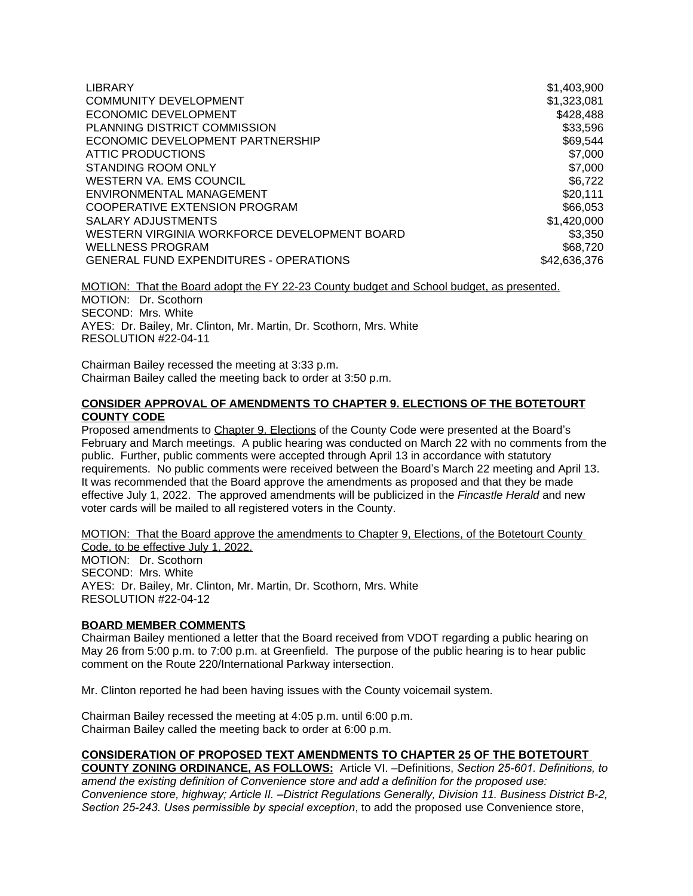| | |
|---|---|
| LIBRARY | $1,403,900 |
| COMMUNITY DEVELOPMENT | $1,323,081 |
| ECONOMIC DEVELOPMENT | $428,488 |
| PLANNING DISTRICT COMMISSION | $33,596 |
| ECONOMIC DEVELOPMENT PARTNERSHIP | $69,544 |
| ATTIC PRODUCTIONS | $7,000 |
| STANDING ROOM ONLY | $7,000 |
| WESTERN VA. EMS COUNCIL | $6,722 |
| ENVIRONMENTAL MANAGEMENT | $20,111 |
| COOPERATIVE EXTENSION PROGRAM | $66,053 |
| SALARY ADJUSTMENTS | $1,420,000 |
| WESTERN VIRGINIA WORKFORCE DEVELOPMENT BOARD | $3,350 |
| WELLNESS PROGRAM | $68,720 |
| GENERAL FUND EXPENDITURES - OPERATIONS | $42,636,376 |

MOTION: That the Board adopt the FY 22-23 County budget and School budget, as presented.
MOTION: Dr. Scothorn
SECOND: Mrs. White
AYES: Dr. Bailey, Mr. Clinton, Mr. Martin, Dr. Scothorn, Mrs. White
RESOLUTION #22-04-11

Chairman Bailey recessed the meeting at 3:33 p.m.
Chairman Bailey called the meeting back to order at 3:50 p.m.

**CONSIDER APPROVAL OF AMENDMENTS TO CHAPTER 9. ELECTIONS OF THE BOTETOURT COUNTY CODE**

Proposed amendments to Chapter 9. Elections of the County Code were presented at the Board's February and March meetings. A public hearing was conducted on March 22 with no comments from the public. Further, public comments were accepted through April 13 in accordance with statutory requirements. No public comments were received between the Board's March 22 meeting and April 13. It was recommended that the Board approve the amendments as proposed and that they be made effective July 1, 2022. The approved amendments will be publicized in the *Fincastle Herald* and new voter cards will be mailed to all registered voters in the County.

MOTION: That the Board approve the amendments to Chapter 9, Elections, of the Botetourt County Code, to be effective July 1, 2022.
MOTION: Dr. Scothorn
SECOND: Mrs. White
AYES: Dr. Bailey, Mr. Clinton, Mr. Martin, Dr. Scothorn, Mrs. White
RESOLUTION #22-04-12

**BOARD MEMBER COMMENTS**

Chairman Bailey mentioned a letter that the Board received from VDOT regarding a public hearing on May 26 from 5:00 p.m. to 7:00 p.m. at Greenfield. The purpose of the public hearing is to hear public comment on the Route 220/International Parkway intersection.

Mr. Clinton reported he had been having issues with the County voicemail system.

Chairman Bailey recessed the meeting at 4:05 p.m. until 6:00 p.m.
Chairman Bailey called the meeting back to order at 6:00 p.m.

**CONSIDERATION OF PROPOSED TEXT AMENDMENTS TO CHAPTER 25 OF THE BOTETOURT COUNTY ZONING ORDINANCE, AS FOLLOWS:** Article VI. –Definitions, *Section 25-601. Definitions, to amend the existing definition of Convenience store and add a definition for the proposed use: Convenience store, highway; Article II. –District Regulations Generally, Division 11. Business District B-2, Section 25-243. Uses permissible by special exception*, to add the proposed use Convenience store,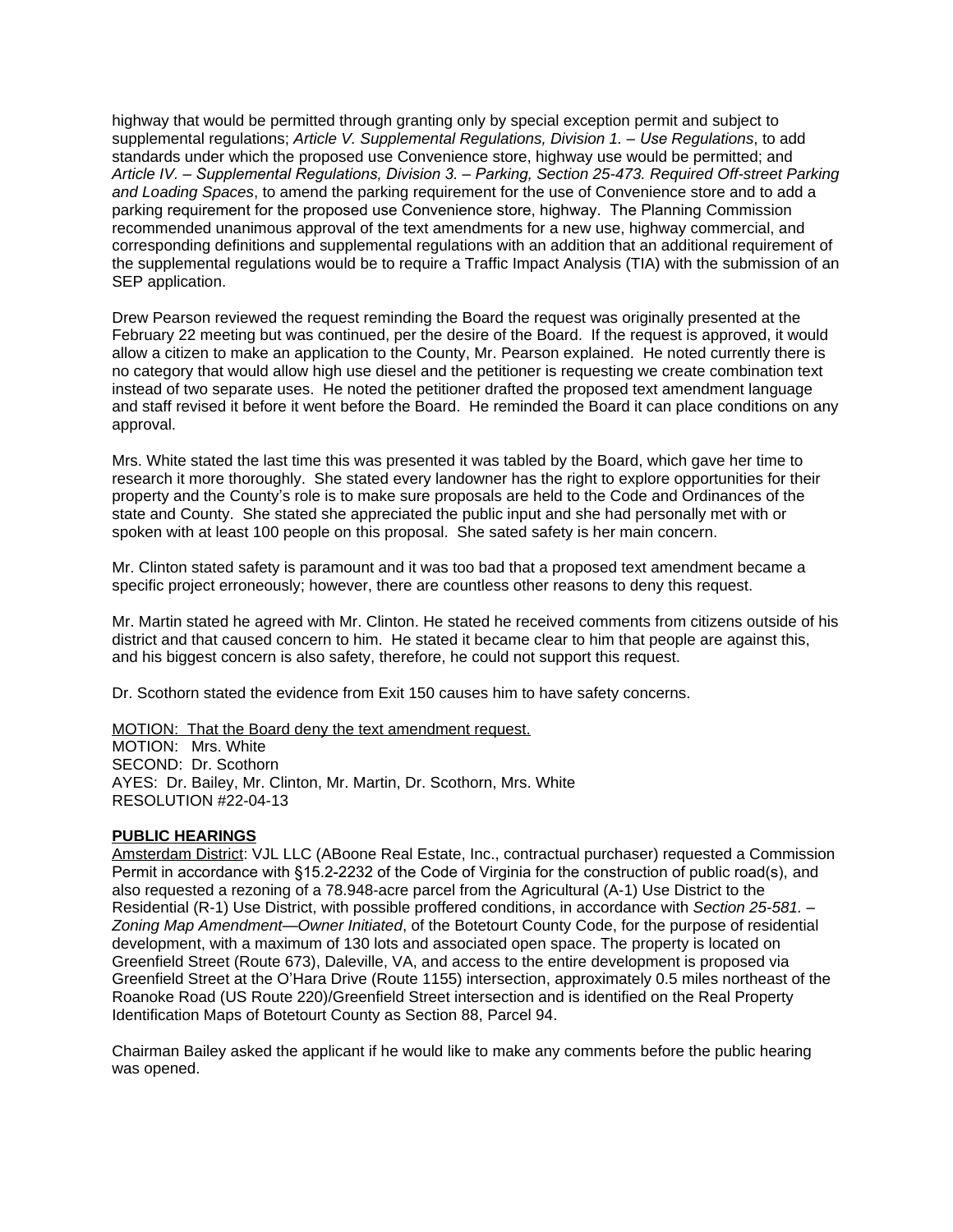highway that would be permitted through granting only by special exception permit and subject to supplemental regulations; *Article V. Supplemental Regulations, Division 1. – Use Regulations*, to add standards under which the proposed use Convenience store, highway use would be permitted; and *Article IV. – Supplemental Regulations, Division 3. – Parking, Section 25-473. Required Off-street Parking and Loading Spaces*, to amend the parking requirement for the use of Convenience store and to add a parking requirement for the proposed use Convenience store, highway. The Planning Commission recommended unanimous approval of the text amendments for a new use, highway commercial, and corresponding definitions and supplemental regulations with an addition that an additional requirement of the supplemental regulations would be to require a Traffic Impact Analysis (TIA) with the submission of an SEP application.

Drew Pearson reviewed the request reminding the Board the request was originally presented at the February 22 meeting but was continued, per the desire of the Board. If the request is approved, it would allow a citizen to make an application to the County, Mr. Pearson explained. He noted currently there is no category that would allow high use diesel and the petitioner is requesting we create combination text instead of two separate uses. He noted the petitioner drafted the proposed text amendment language and staff revised it before it went before the Board. He reminded the Board it can place conditions on any approval.

Mrs. White stated the last time this was presented it was tabled by the Board, which gave her time to research it more thoroughly. She stated every landowner has the right to explore opportunities for their property and the County's role is to make sure proposals are held to the Code and Ordinances of the state and County. She stated she appreciated the public input and she had personally met with or spoken with at least 100 people on this proposal. She sated safety is her main concern.

Mr. Clinton stated safety is paramount and it was too bad that a proposed text amendment became a specific project erroneously; however, there are countless other reasons to deny this request.

Mr. Martin stated he agreed with Mr. Clinton. He stated he received comments from citizens outside of his district and that caused concern to him. He stated it became clear to him that people are against this, and his biggest concern is also safety, therefore, he could not support this request.

Dr. Scothorn stated the evidence from Exit 150 causes him to have safety concerns.

<u>MOTION: That the Board deny the text amendment request.</u>
MOTION: Mrs. White
SECOND: Dr. Scothorn
AYES: Dr. Bailey, Mr. Clinton, Mr. Martin, Dr. Scothorn, Mrs. White
RESOLUTION #22-04-13

## PUBLIC HEARINGS

<u>Amsterdam District</u>: VJL LLC (ABoone Real Estate, Inc., contractual purchaser) requested a Commission Permit in accordance with §15.2-2232 of the Code of Virginia for the construction of public road(s), and also requested a rezoning of a 78.948-acre parcel from the Agricultural (A-1) Use District to the Residential (R-1) Use District, with possible proffered conditions, in accordance with *Section 25-581. – Zoning Map Amendment—Owner Initiated*, of the Botetourt County Code, for the purpose of residential development, with a maximum of 130 lots and associated open space. The property is located on Greenfield Street (Route 673), Daleville, VA, and access to the entire development is proposed via Greenfield Street at the O'Hara Drive (Route 1155) intersection, approximately 0.5 miles northeast of the Roanoke Road (US Route 220)/Greenfield Street intersection and is identified on the Real Property Identification Maps of Botetourt County as Section 88, Parcel 94.

Chairman Bailey asked the applicant if he would like to make any comments before the public hearing was opened.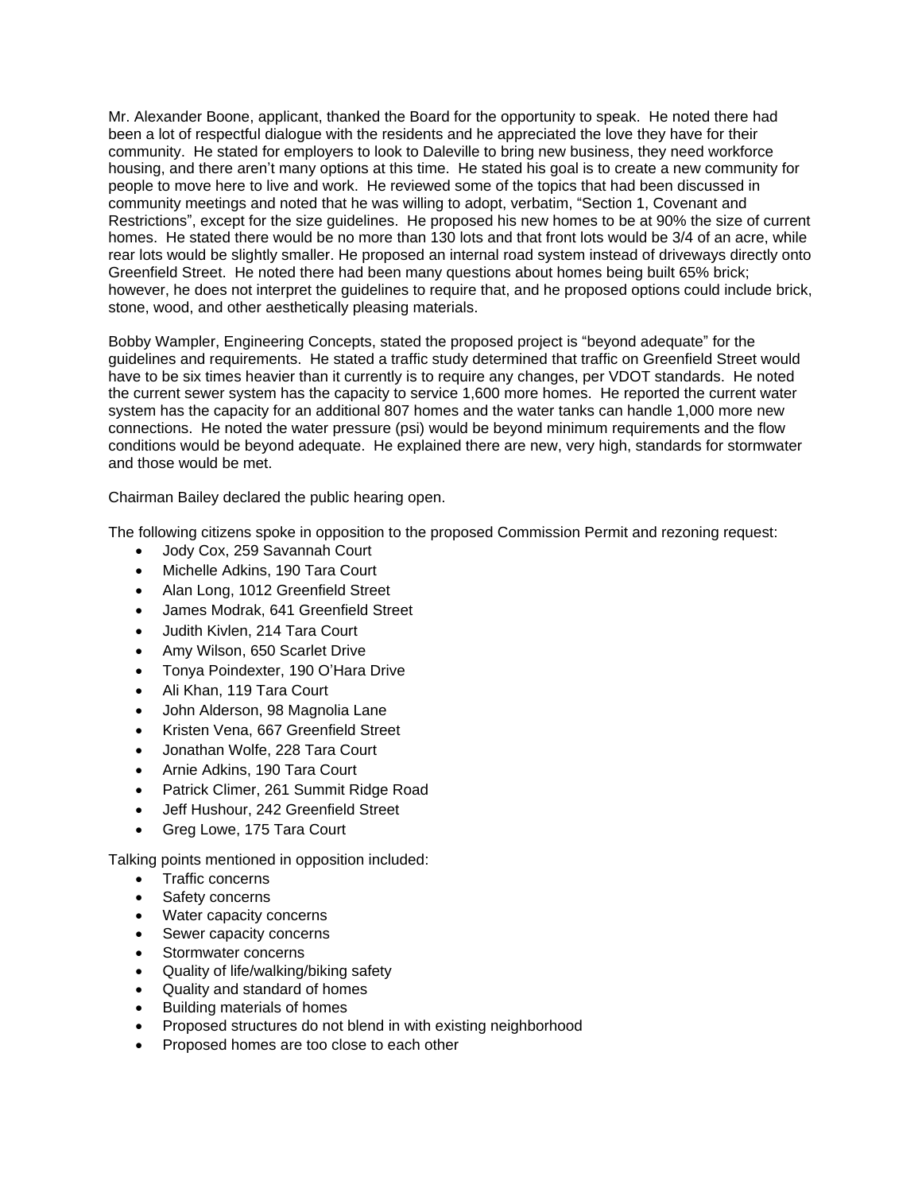Mr. Alexander Boone, applicant, thanked the Board for the opportunity to speak. He noted there had been a lot of respectful dialogue with the residents and he appreciated the love they have for their community. He stated for employers to look to Daleville to bring new business, they need workforce housing, and there aren't many options at this time. He stated his goal is to create a new community for people to move here to live and work. He reviewed some of the topics that had been discussed in community meetings and noted that he was willing to adopt, verbatim, "Section 1, Covenant and Restrictions", except for the size guidelines. He proposed his new homes to be at 90% the size of current homes. He stated there would be no more than 130 lots and that front lots would be 3/4 of an acre, while rear lots would be slightly smaller. He proposed an internal road system instead of driveways directly onto Greenfield Street. He noted there had been many questions about homes being built 65% brick; however, he does not interpret the guidelines to require that, and he proposed options could include brick, stone, wood, and other aesthetically pleasing materials.

Bobby Wampler, Engineering Concepts, stated the proposed project is "beyond adequate" for the guidelines and requirements. He stated a traffic study determined that traffic on Greenfield Street would have to be six times heavier than it currently is to require any changes, per VDOT standards. He noted the current sewer system has the capacity to service 1,600 more homes. He reported the current water system has the capacity for an additional 807 homes and the water tanks can handle 1,000 more new connections. He noted the water pressure (psi) would be beyond minimum requirements and the flow conditions would be beyond adequate. He explained there are new, very high, standards for stormwater and those would be met.

Chairman Bailey declared the public hearing open.

The following citizens spoke in opposition to the proposed Commission Permit and rezoning request:

- Jody Cox, 259 Savannah Court
- Michelle Adkins, 190 Tara Court
- Alan Long, 1012 Greenfield Street
- James Modrak, 641 Greenfield Street
- Judith Kivlen, 214 Tara Court
- Amy Wilson, 650 Scarlet Drive
- Tonya Poindexter, 190 O'Hara Drive
- Ali Khan, 119 Tara Court
- John Alderson, 98 Magnolia Lane
- Kristen Vena, 667 Greenfield Street
- Jonathan Wolfe, 228 Tara Court
- Arnie Adkins, 190 Tara Court
- Patrick Climer, 261 Summit Ridge Road
- Jeff Hushour, 242 Greenfield Street
- Greg Lowe, 175 Tara Court

Talking points mentioned in opposition included:

- Traffic concerns
- Safety concerns
- Water capacity concerns
- Sewer capacity concerns
- Stormwater concerns
- Quality of life/walking/biking safety
- Quality and standard of homes
- Building materials of homes
- Proposed structures do not blend in with existing neighborhood
- Proposed homes are too close to each other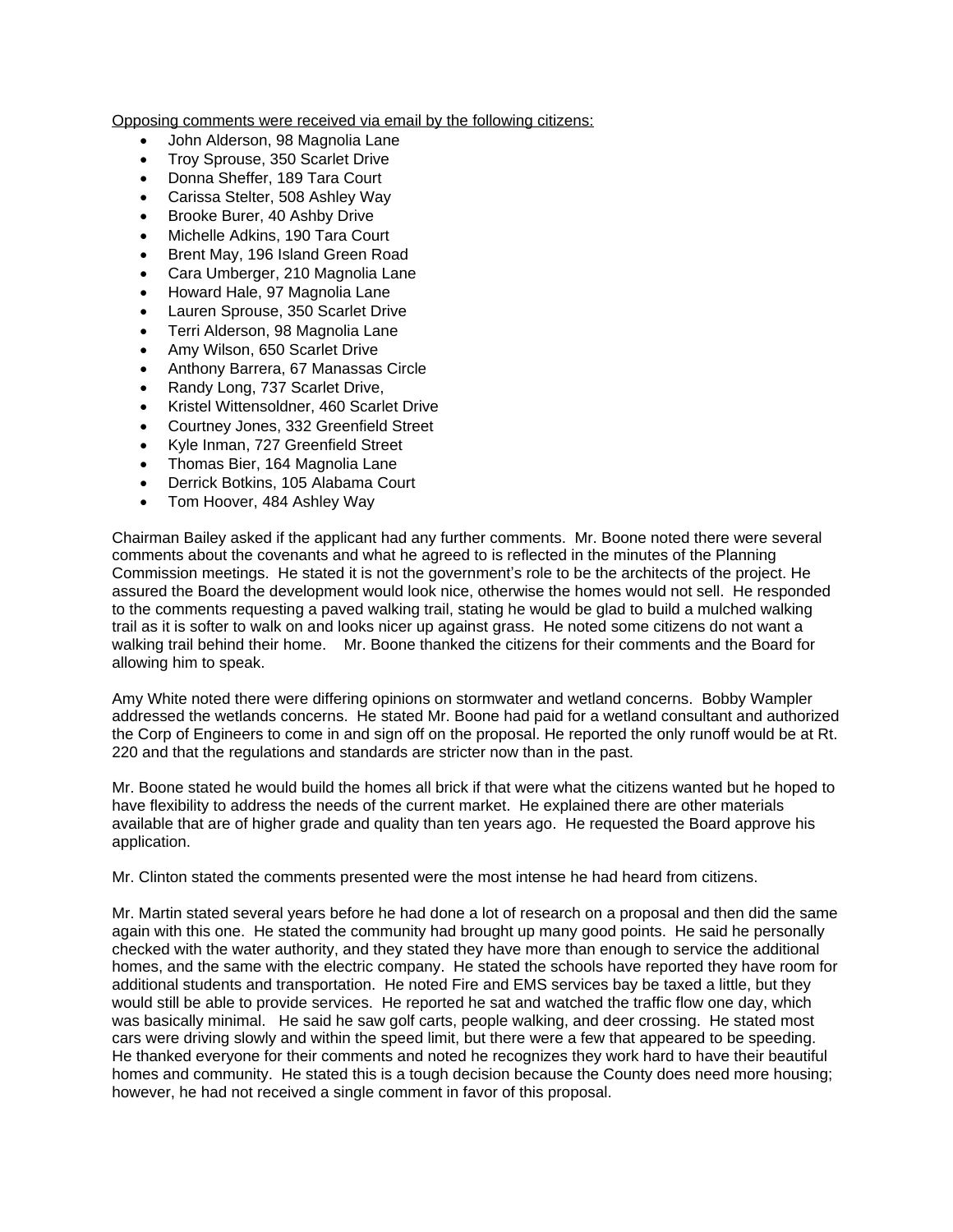Opposing comments were received via email by the following citizens:

- John Alderson, 98 Magnolia Lane
- Troy Sprouse, 350 Scarlet Drive
- Donna Sheffer, 189 Tara Court
- Carissa Stelter, 508 Ashley Way
- Brooke Burer, 40 Ashby Drive
- Michelle Adkins, 190 Tara Court
- Brent May, 196 Island Green Road
- Cara Umberger, 210 Magnolia Lane
- Howard Hale, 97 Magnolia Lane
- Lauren Sprouse, 350 Scarlet Drive
- Terri Alderson, 98 Magnolia Lane
- Amy Wilson, 650 Scarlet Drive
- Anthony Barrera, 67 Manassas Circle
- Randy Long, 737 Scarlet Drive,
- Kristel Wittensoldner, 460 Scarlet Drive
- Courtney Jones, 332 Greenfield Street
- Kyle Inman, 727 Greenfield Street
- Thomas Bier, 164 Magnolia Lane
- Derrick Botkins, 105 Alabama Court
- Tom Hoover, 484 Ashley Way

Chairman Bailey asked if the applicant had any further comments. Mr. Boone noted there were several comments about the covenants and what he agreed to is reflected in the minutes of the Planning Commission meetings. He stated it is not the government's role to be the architects of the project. He assured the Board the development would look nice, otherwise the homes would not sell. He responded to the comments requesting a paved walking trail, stating he would be glad to build a mulched walking trail as it is softer to walk on and looks nicer up against grass. He noted some citizens do not want a walking trail behind their home. Mr. Boone thanked the citizens for their comments and the Board for allowing him to speak.

Amy White noted there were differing opinions on stormwater and wetland concerns. Bobby Wampler addressed the wetlands concerns. He stated Mr. Boone had paid for a wetland consultant and authorized the Corp of Engineers to come in and sign off on the proposal. He reported the only runoff would be at Rt. 220 and that the regulations and standards are stricter now than in the past.

Mr. Boone stated he would build the homes all brick if that were what the citizens wanted but he hoped to have flexibility to address the needs of the current market. He explained there are other materials available that are of higher grade and quality than ten years ago. He requested the Board approve his application.

Mr. Clinton stated the comments presented were the most intense he had heard from citizens.

Mr. Martin stated several years before he had done a lot of research on a proposal and then did the same again with this one. He stated the community had brought up many good points. He said he personally checked with the water authority, and they stated they have more than enough to service the additional homes, and the same with the electric company. He stated the schools have reported they have room for additional students and transportation. He noted Fire and EMS services bay be taxed a little, but they would still be able to provide services. He reported he sat and watched the traffic flow one day, which was basically minimal. He said he saw golf carts, people walking, and deer crossing. He stated most cars were driving slowly and within the speed limit, but there were a few that appeared to be speeding. He thanked everyone for their comments and noted he recognizes they work hard to have their beautiful homes and community. He stated this is a tough decision because the County does need more housing; however, he had not received a single comment in favor of this proposal.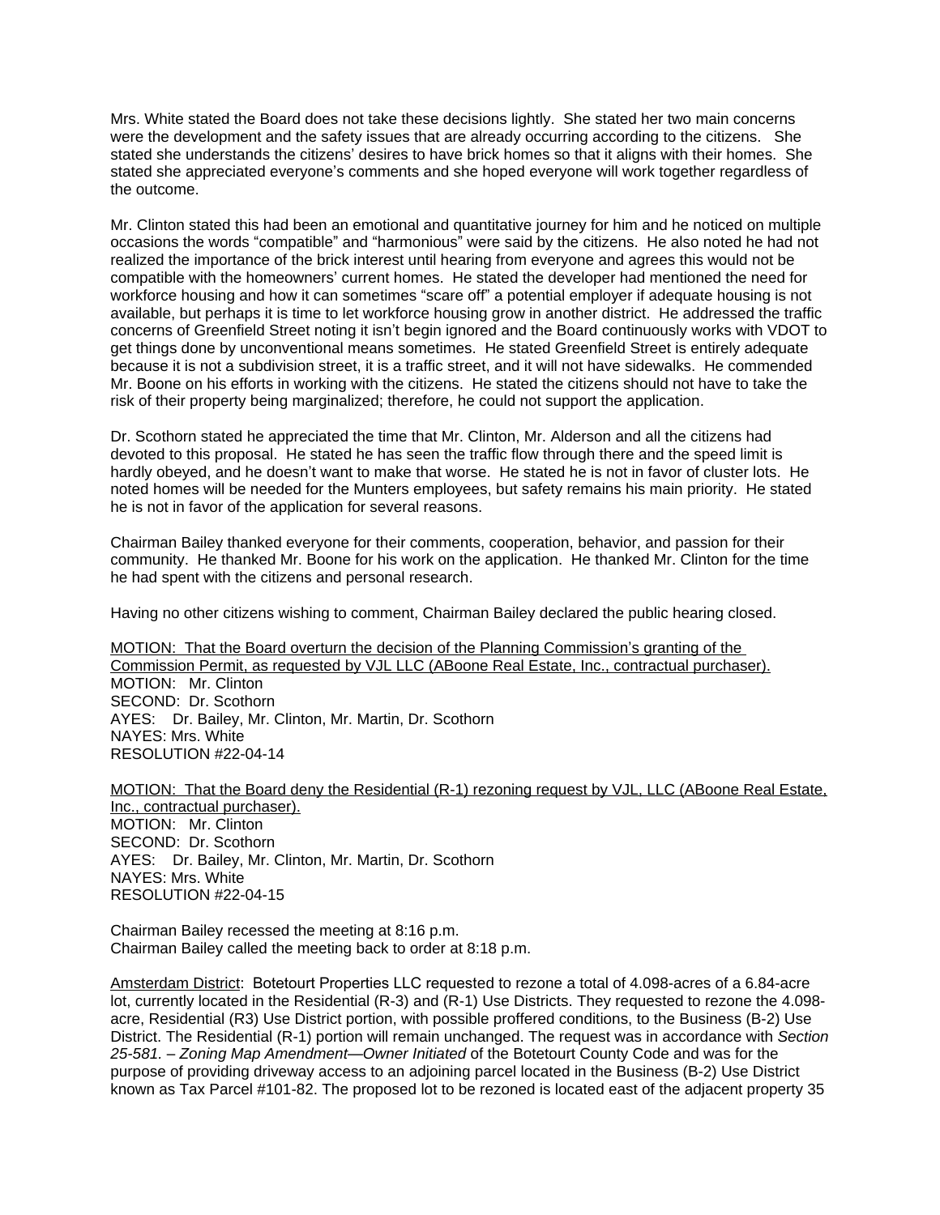Mrs. White stated the Board does not take these decisions lightly. She stated her two main concerns were the development and the safety issues that are already occurring according to the citizens. She stated she understands the citizens' desires to have brick homes so that it aligns with their homes. She stated she appreciated everyone's comments and she hoped everyone will work together regardless of the outcome.

Mr. Clinton stated this had been an emotional and quantitative journey for him and he noticed on multiple occasions the words "compatible" and "harmonious" were said by the citizens. He also noted he had not realized the importance of the brick interest until hearing from everyone and agrees this would not be compatible with the homeowners' current homes. He stated the developer had mentioned the need for workforce housing and how it can sometimes "scare off" a potential employer if adequate housing is not available, but perhaps it is time to let workforce housing grow in another district. He addressed the traffic concerns of Greenfield Street noting it isn't begin ignored and the Board continuously works with VDOT to get things done by unconventional means sometimes. He stated Greenfield Street is entirely adequate because it is not a subdivision street, it is a traffic street, and it will not have sidewalks. He commended Mr. Boone on his efforts in working with the citizens. He stated the citizens should not have to take the risk of their property being marginalized; therefore, he could not support the application.

Dr. Scothorn stated he appreciated the time that Mr. Clinton, Mr. Alderson and all the citizens had devoted to this proposal. He stated he has seen the traffic flow through there and the speed limit is hardly obeyed, and he doesn't want to make that worse. He stated he is not in favor of cluster lots. He noted homes will be needed for the Munters employees, but safety remains his main priority. He stated he is not in favor of the application for several reasons.

Chairman Bailey thanked everyone for their comments, cooperation, behavior, and passion for their community. He thanked Mr. Boone for his work on the application. He thanked Mr. Clinton for the time he had spent with the citizens and personal research.

Having no other citizens wishing to comment, Chairman Bailey declared the public hearing closed.

<u>MOTION: That the Board overturn the decision of the Planning Commission's granting of the Commission Permit, as requested by VJL LLC (ABoone Real Estate, Inc., contractual purchaser).</u>
MOTION: Mr. Clinton
SECOND: Dr. Scothorn
AYES: Dr. Bailey, Mr. Clinton, Mr. Martin, Dr. Scothorn
NAYES: Mrs. White
RESOLUTION #22-04-14

<u>MOTION: That the Board deny the Residential (R-1) rezoning request by VJL, LLC (ABoone Real Estate, Inc., contractual purchaser).</u>
MOTION: Mr. Clinton
SECOND: Dr. Scothorn
AYES: Dr. Bailey, Mr. Clinton, Mr. Martin, Dr. Scothorn
NAYES: Mrs. White
RESOLUTION #22-04-15

Chairman Bailey recessed the meeting at 8:16 p.m.
Chairman Bailey called the meeting back to order at 8:18 p.m.

<u>Amsterdam District</u>: Botetourt Properties LLC requested to rezone a total of 4.098-acres of a 6.84-acre lot, currently located in the Residential (R-3) and (R-1) Use Districts. They requested to rezone the 4.098-acre, Residential (R3) Use District portion, with possible proffered conditions, to the Business (B-2) Use District. The Residential (R-1) portion will remain unchanged. The request was in accordance with *Section 25-581. – Zoning Map Amendment—Owner Initiated* of the Botetourt County Code and was for the purpose of providing driveway access to an adjoining parcel located in the Business (B-2) Use District known as Tax Parcel #101-82. The proposed lot to be rezoned is located east of the adjacent property 35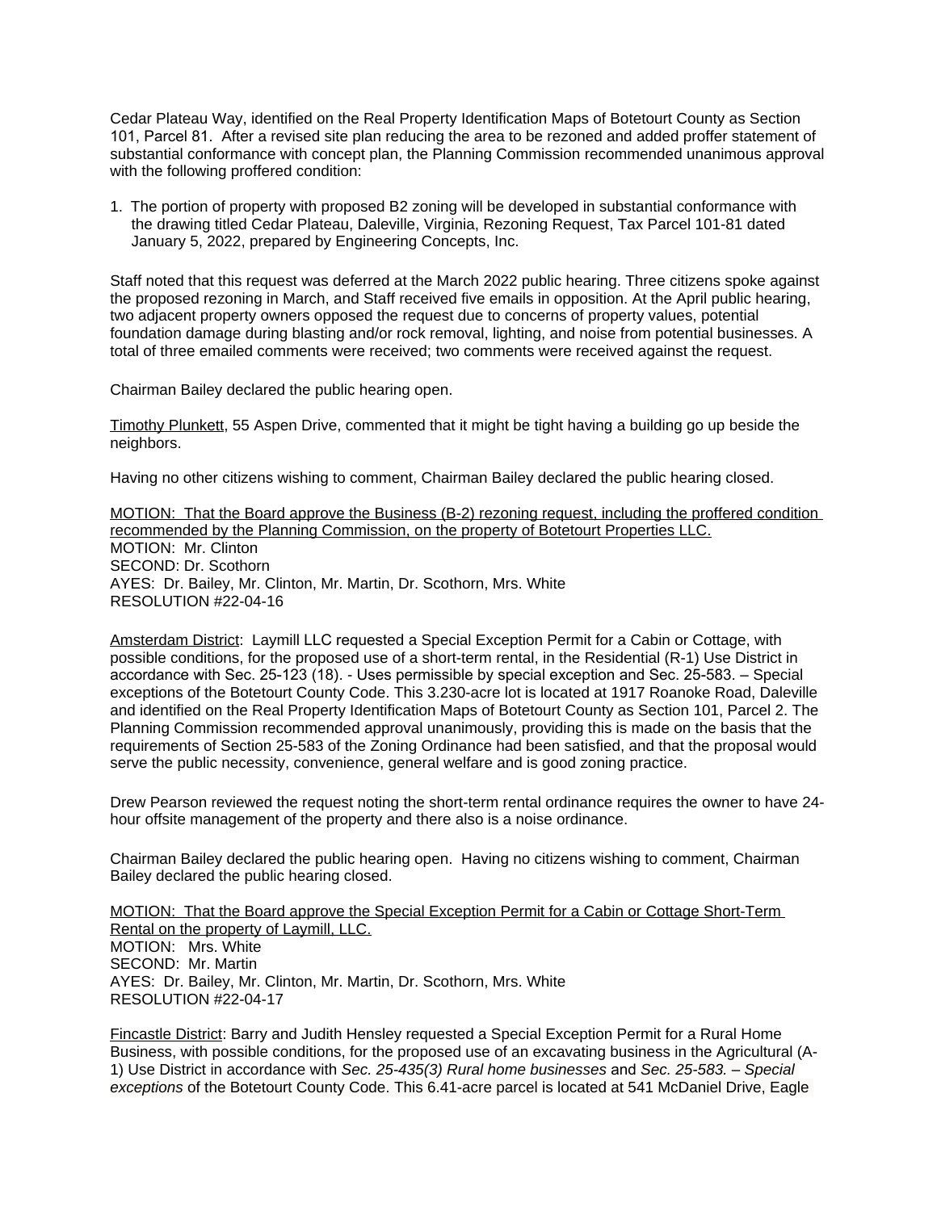Cedar Plateau Way, identified on the Real Property Identification Maps of Botetourt County as Section 101, Parcel 81. After a revised site plan reducing the area to be rezoned and added proffer statement of substantial conformance with concept plan, the Planning Commission recommended unanimous approval with the following proffered condition:

1. The portion of property with proposed B2 zoning will be developed in substantial conformance with the drawing titled Cedar Plateau, Daleville, Virginia, Rezoning Request, Tax Parcel 101-81 dated January 5, 2022, prepared by Engineering Concepts, Inc.

Staff noted that this request was deferred at the March 2022 public hearing. Three citizens spoke against the proposed rezoning in March, and Staff received five emails in opposition. At the April public hearing, two adjacent property owners opposed the request due to concerns of property values, potential foundation damage during blasting and/or rock removal, lighting, and noise from potential businesses. A total of three emailed comments were received; two comments were received against the request.

Chairman Bailey declared the public hearing open.

<u>Timothy Plunkett</u>, 55 Aspen Drive, commented that it might be tight having a building go up beside the neighbors.

Having no other citizens wishing to comment, Chairman Bailey declared the public hearing closed.

<u>MOTION: That the Board approve the Business (B-2) rezoning request, including the proffered condition recommended by the Planning Commission, on the property of Botetourt Properties LLC.</u>
MOTION: Mr. Clinton
SECOND: Dr. Scothorn
AYES: Dr. Bailey, Mr. Clinton, Mr. Martin, Dr. Scothorn, Mrs. White
RESOLUTION #22-04-16

<u>Amsterdam District</u>: Laymill LLC requested a Special Exception Permit for a Cabin or Cottage, with possible conditions, for the proposed use of a short-term rental, in the Residential (R-1) Use District in accordance with Sec. 25-123 (18). - Uses permissible by special exception and Sec. 25-583. – Special exceptions of the Botetourt County Code. This 3.230-acre lot is located at 1917 Roanoke Road, Daleville and identified on the Real Property Identification Maps of Botetourt County as Section 101, Parcel 2. The Planning Commission recommended approval unanimously, providing this is made on the basis that the requirements of Section 25-583 of the Zoning Ordinance had been satisfied, and that the proposal would serve the public necessity, convenience, general welfare and is good zoning practice.

Drew Pearson reviewed the request noting the short-term rental ordinance requires the owner to have 24-hour offsite management of the property and there also is a noise ordinance.

Chairman Bailey declared the public hearing open. Having no citizens wishing to comment, Chairman Bailey declared the public hearing closed.

<u>MOTION: That the Board approve the Special Exception Permit for a Cabin or Cottage Short-Term Rental on the property of Laymill, LLC.</u>
MOTION: Mrs. White
SECOND: Mr. Martin
AYES: Dr. Bailey, Mr. Clinton, Mr. Martin, Dr. Scothorn, Mrs. White
RESOLUTION #22-04-17

<u>Fincastle District</u>: Barry and Judith Hensley requested a Special Exception Permit for a Rural Home Business, with possible conditions, for the proposed use of an excavating business in the Agricultural (A-1) Use District in accordance with *Sec. 25-435(3) Rural home businesses* and *Sec. 25-583. – Special exceptions* of the Botetourt County Code. This 6.41-acre parcel is located at 541 McDaniel Drive, Eagle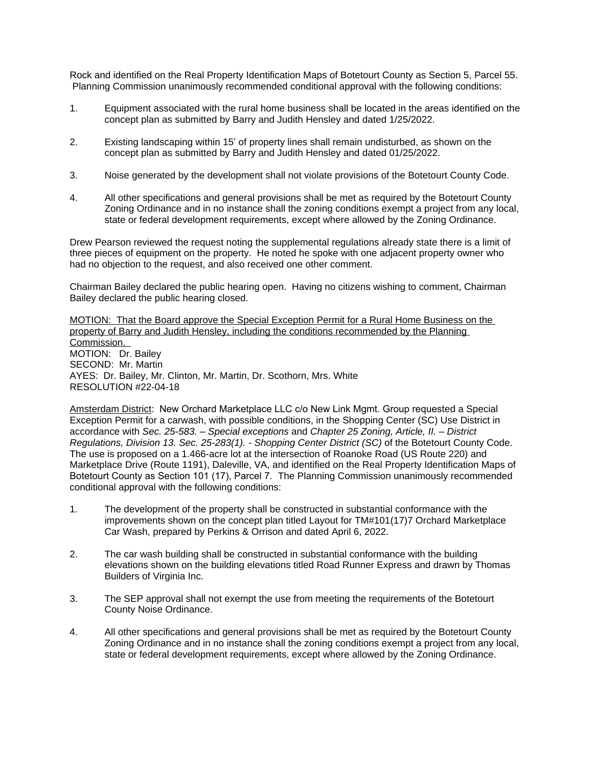Rock and identified on the Real Property Identification Maps of Botetourt County as Section 5, Parcel 55. Planning Commission unanimously recommended conditional approval with the following conditions:

1. Equipment associated with the rural home business shall be located in the areas identified on the concept plan as submitted by Barry and Judith Hensley and dated 1/25/2022.

2. Existing landscaping within 15' of property lines shall remain undisturbed, as shown on the concept plan as submitted by Barry and Judith Hensley and dated 01/25/2022.

3. Noise generated by the development shall not violate provisions of the Botetourt County Code.

4. All other specifications and general provisions shall be met as required by the Botetourt County Zoning Ordinance and in no instance shall the zoning conditions exempt a project from any local, state or federal development requirements, except where allowed by the Zoning Ordinance.

Drew Pearson reviewed the request noting the supplemental regulations already state there is a limit of three pieces of equipment on the property. He noted he spoke with one adjacent property owner who had no objection to the request, and also received one other comment.

Chairman Bailey declared the public hearing open. Having no citizens wishing to comment, Chairman Bailey declared the public hearing closed.

<u>MOTION: That the Board approve the Special Exception Permit for a Rural Home Business on the property of Barry and Judith Hensley, including the conditions recommended by the Planning Commission.</u>
MOTION: Dr. Bailey
SECOND: Mr. Martin
AYES: Dr. Bailey, Mr. Clinton, Mr. Martin, Dr. Scothorn, Mrs. White
RESOLUTION #22-04-18

<u>Amsterdam District</u>: New Orchard Marketplace LLC c/o New Link Mgmt. Group requested a Special Exception Permit for a carwash, with possible conditions, in the Shopping Center (SC) Use District in accordance with *Sec. 25-583. – Special exceptions* and *Chapter 25 Zoning, Article, II. – District Regulations, Division 13. Sec. 25-283(1). - Shopping Center District (SC)* of the Botetourt County Code. The use is proposed on a 1.466-acre lot at the intersection of Roanoke Road (US Route 220) and Marketplace Drive (Route 1191), Daleville, VA, and identified on the Real Property Identification Maps of Botetourt County as Section 101 (17), Parcel 7. The Planning Commission unanimously recommended conditional approval with the following conditions:

1. The development of the property shall be constructed in substantial conformance with the improvements shown on the concept plan titled Layout for TM#101(17)7 Orchard Marketplace Car Wash, prepared by Perkins & Orrison and dated April 6, 2022.

2. The car wash building shall be constructed in substantial conformance with the building elevations shown on the building elevations titled Road Runner Express and drawn by Thomas Builders of Virginia Inc.

3. The SEP approval shall not exempt the use from meeting the requirements of the Botetourt County Noise Ordinance.

4. All other specifications and general provisions shall be met as required by the Botetourt County Zoning Ordinance and in no instance shall the zoning conditions exempt a project from any local, state or federal development requirements, except where allowed by the Zoning Ordinance.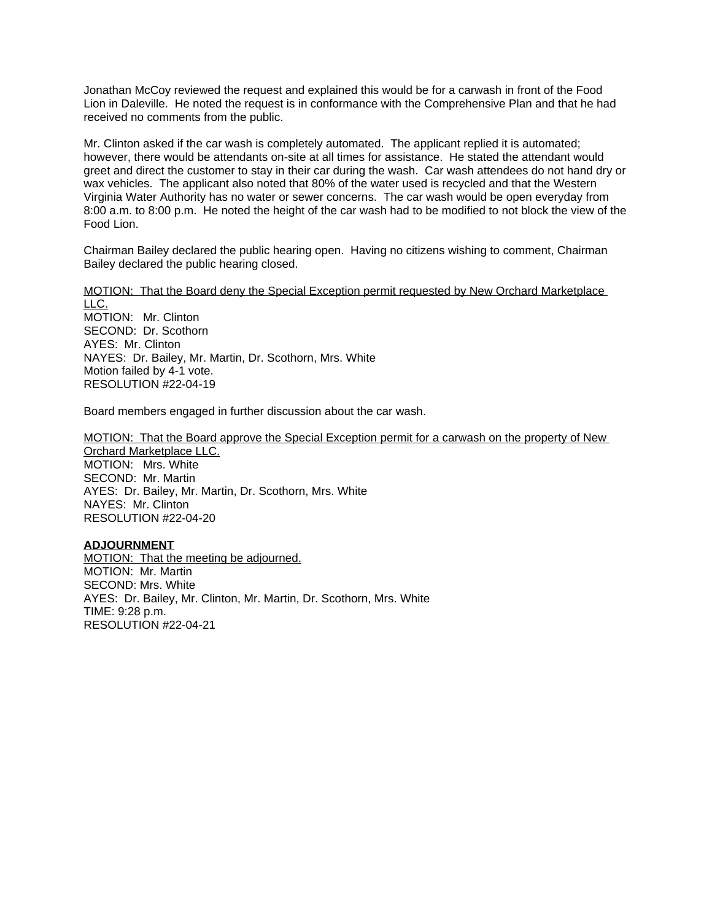Jonathan McCoy reviewed the request and explained this would be for a carwash in front of the Food Lion in Daleville. He noted the request is in conformance with the Comprehensive Plan and that he had received no comments from the public.

Mr. Clinton asked if the car wash is completely automated. The applicant replied it is automated; however, there would be attendants on-site at all times for assistance. He stated the attendant would greet and direct the customer to stay in their car during the wash. Car wash attendees do not hand dry or wax vehicles. The applicant also noted that 80% of the water used is recycled and that the Western Virginia Water Authority has no water or sewer concerns. The car wash would be open everyday from 8:00 a.m. to 8:00 p.m. He noted the height of the car wash had to be modified to not block the view of the Food Lion.

Chairman Bailey declared the public hearing open. Having no citizens wishing to comment, Chairman Bailey declared the public hearing closed.

<u>MOTION: That the Board deny the Special Exception permit requested by New Orchard Marketplace LLC.</u>
MOTION: Mr. Clinton
SECOND: Dr. Scothorn
AYES: Mr. Clinton
NAYES: Dr. Bailey, Mr. Martin, Dr. Scothorn, Mrs. White
Motion failed by 4-1 vote.
RESOLUTION #22-04-19

Board members engaged in further discussion about the car wash.

<u>MOTION: That the Board approve the Special Exception permit for a carwash on the property of New Orchard Marketplace LLC.</u>
MOTION: Mrs. White
SECOND: Mr. Martin
AYES: Dr. Bailey, Mr. Martin, Dr. Scothorn, Mrs. White
NAYES: Mr. Clinton
RESOLUTION #22-04-20

**<u>ADJOURNMENT</u>**
<u>MOTION: That the meeting be adjourned.</u>
MOTION: Mr. Martin
SECOND: Mrs. White
AYES: Dr. Bailey, Mr. Clinton, Mr. Martin, Dr. Scothorn, Mrs. White
TIME: 9:28 p.m.
RESOLUTION #22-04-21